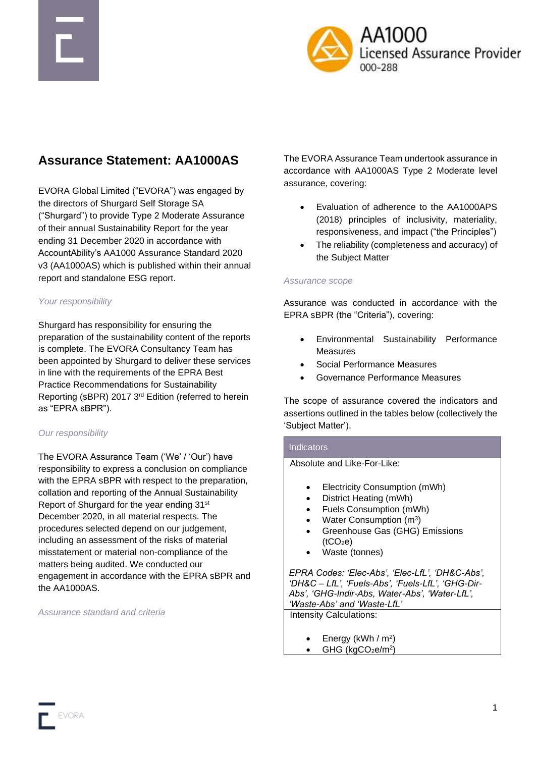AA1000 Licensed Assurance Provider 000-288

# Assurance Statement: AA1000AS

EVORA Global Limited ("EVORA") was engaged by the directors of Shurgard Self Storage SA ("Shurgard") to provide Type 2 Moderate Assurance of their annual Sustainability Report for the year ending 31 December 2020 in accordance with AccountAbility's AA1000 Assurance Standard 2020 v3 (AA1000AS) which is published within their annual report and standalone ESG report.

*Your responsibility*

Shurgard has responsibility for ensuring the preparation of the sustainability content of the reports is complete. The EVORA Consultancy Team has been appointed by Shurgard to deliver these services in line with the requirements of the EPRA Best Practice Recommendations for Sustainability Reporting (sBPR) 2017 3rd Edition (referred to herein as "EPRA sBPR").

*Our responsibility*

The EVORA Assurance Team ('We' / 'Our') have responsibility to express a conclusion on compliance with the EPRA sBPR with respect to the preparation, collation and reporting of the Annual Sustainability Report of Shurgard for the year ending 31st December 2020, in all material respects. The procedures selected depend on our judgement, including an assessment of the risks of material misstatement or material non-compliance of the matters being audited. We conducted our engagement in accordance with the EPRA sBPR and the AA1000AS.

*Assurance standard and criteria*

The EVORA Assurance Team undertook assurance in accordance with AA1000AS Type 2 Moderate level assurance, covering:

- Evaluation of adherence to the AA1000APS (2018) principles of inclusivity, materiality, responsiveness, and impact ("the Principles")
- The reliability (completeness and accuracy) of the Subject Matter

*Assurance scope*

Assurance was conducted in accordance with the EPRA sBPR (the "Criteria"), covering:

- Environmental Sustainability Performance Measures
- Social Performance Measures
- Governance Performance Measures

The scope of assurance covered the indicators and assertions outlined in the tables below (collectively the 'Subject Matter').

| Indicators |
|---|
| Absolute and Like-For-Like:<br>• Electricity Consumption (mWh)<br>• District Heating (mWh)<br>• Fuels Consumption (mWh)<br>• Water Consumption ($m^3$)<br>• Greenhouse Gas (GHG) Emissions ($tCO_2e$)<br>• Waste (tonnes)<br><br>*EPRA Codes: 'Elec-Abs', 'Elec-LfL', 'DH&C-Abs', 'DH&C – LfL', 'Fuels-Abs', 'Fuels-LfL', 'GHG-Dir-Abs', 'GHG-Indir-Abs, Water-Abs', 'Water-LfL', 'Waste-Abs' and 'Waste-LfL'* |
| Intensity Calculations:<br>• Energy (kWh / $m^2$)<br>• GHG ($kgCO_2e/m^2$) |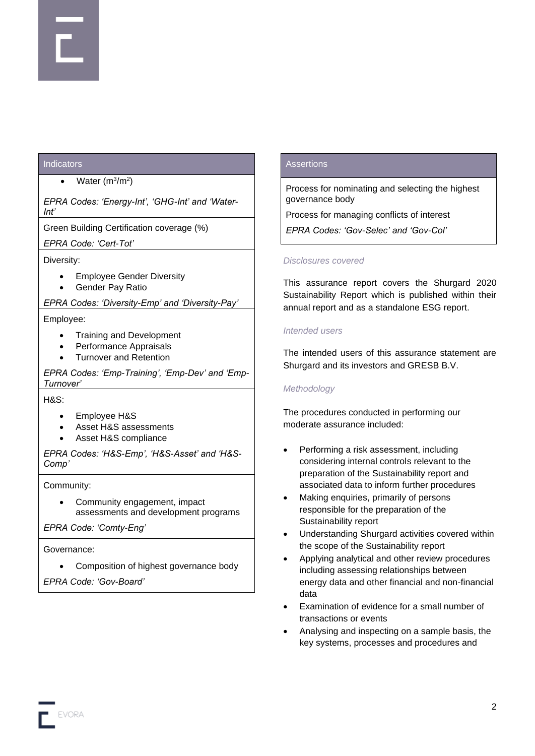| Indicators |
| --- |
| • Water ($m^3/m^2$)<br><br>*EPRA Codes: 'Energy-Int', 'GHG-Int' and 'Water-Int'* |
| Green Building Certification coverage (%)<br><br>*EPRA Code: 'Cert-Tot'* |
| Diversity:<br><br>• Employee Gender Diversity<br>• Gender Pay Ratio<br><br>*EPRA Codes: 'Diversity-Emp' and 'Diversity-Pay'* |
| Employee:<br><br>• Training and Development<br>• Performance Appraisals<br>• Turnover and Retention<br><br>*EPRA Codes: 'Emp-Training', 'Emp-Dev' and 'Emp-Turnover'* |
| H&S:<br><br>• Employee H&S<br>• Asset H&S assessments<br>• Asset H&S compliance<br><br>*EPRA Codes: 'H&S-Emp', 'H&S-Asset' and 'H&S-Comp'* |
| Community:<br><br>• Community engagement, impact assessments and development programs<br><br>*EPRA Code: 'Comty-Eng'* |
| Governance:<br><br>• Composition of highest governance body<br><br>*EPRA Code: 'Gov-Board'* |

| Assertions |
| --- |
| Process for nominating and selecting the highest governance body<br><br>Process for managing conflicts of interest<br><br>*EPRA Codes: 'Gov-Selec' and 'Gov-CoI'* |

*Disclosures covered*

This assurance report covers the Shurgard 2020 Sustainability Report which is published within their annual report and as a standalone ESG report.

*Intended users*

The intended users of this assurance statement are Shurgard and its investors and GRESB B.V.

*Methodology*

The procedures conducted in performing our moderate assurance included:

- Performing a risk assessment, including considering internal controls relevant to the preparation of the Sustainability report and associated data to inform further procedures
- Making enquiries, primarily of persons responsible for the preparation of the Sustainability report
- Understanding Shurgard activities covered within the scope of the Sustainability report
- Applying analytical and other review procedures including assessing relationships between energy data and other financial and non-financial data
- Examination of evidence for a small number of transactions or events
- Analysing and inspecting on a sample basis, the key systems, processes and procedures and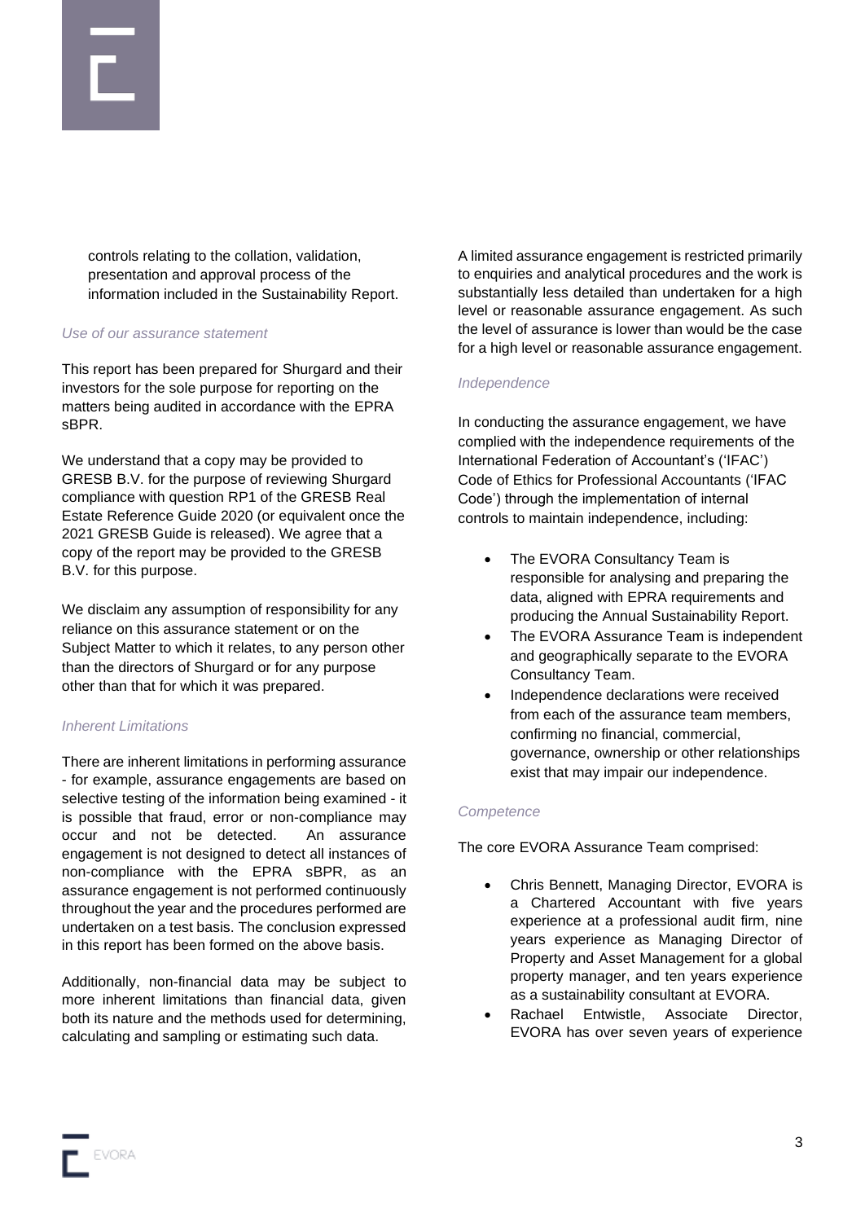controls relating to the collation, validation, presentation and approval process of the information included in the Sustainability Report.

*Use of our assurance statement*

This report has been prepared for Shurgard and their investors for the sole purpose for reporting on the matters being audited in accordance with the EPRA sBPR.

We understand that a copy may be provided to GRESB B.V. for the purpose of reviewing Shurgard compliance with question RP1 of the GRESB Real Estate Reference Guide 2020 (or equivalent once the 2021 GRESB Guide is released). We agree that a copy of the report may be provided to the GRESB B.V. for this purpose.

We disclaim any assumption of responsibility for any reliance on this assurance statement or on the Subject Matter to which it relates, to any person other than the directors of Shurgard or for any purpose other than that for which it was prepared.

*Inherent Limitations*

There are inherent limitations in performing assurance - for example, assurance engagements are based on selective testing of the information being examined - it is possible that fraud, error or non-compliance may occur and not be detected. An assurance engagement is not designed to detect all instances of non-compliance with the EPRA sBPR, as an assurance engagement is not performed continuously throughout the year and the procedures performed are undertaken on a test basis. The conclusion expressed in this report has been formed on the above basis.

Additionally, non-financial data may be subject to more inherent limitations than financial data, given both its nature and the methods used for determining, calculating and sampling or estimating such data.

A limited assurance engagement is restricted primarily to enquiries and analytical procedures and the work is substantially less detailed than undertaken for a high level or reasonable assurance engagement. As such the level of assurance is lower than would be the case for a high level or reasonable assurance engagement.

*Independence*

In conducting the assurance engagement, we have complied with the independence requirements of the International Federation of Accountant's ('IFAC') Code of Ethics for Professional Accountants ('IFAC Code') through the implementation of internal controls to maintain independence, including:

- The EVORA Consultancy Team is responsible for analysing and preparing the data, aligned with EPRA requirements and producing the Annual Sustainability Report.
- The EVORA Assurance Team is independent and geographically separate to the EVORA Consultancy Team.
- Independence declarations were received from each of the assurance team members, confirming no financial, commercial, governance, ownership or other relationships exist that may impair our independence.

*Competence*

The core EVORA Assurance Team comprised:

- Chris Bennett, Managing Director, EVORA is a Chartered Accountant with five years experience at a professional audit firm, nine years experience as Managing Director of Property and Asset Management for a global property manager, and ten years experience as a sustainability consultant at EVORA.
- Rachael Entwistle, Associate Director, EVORA has over seven years of experience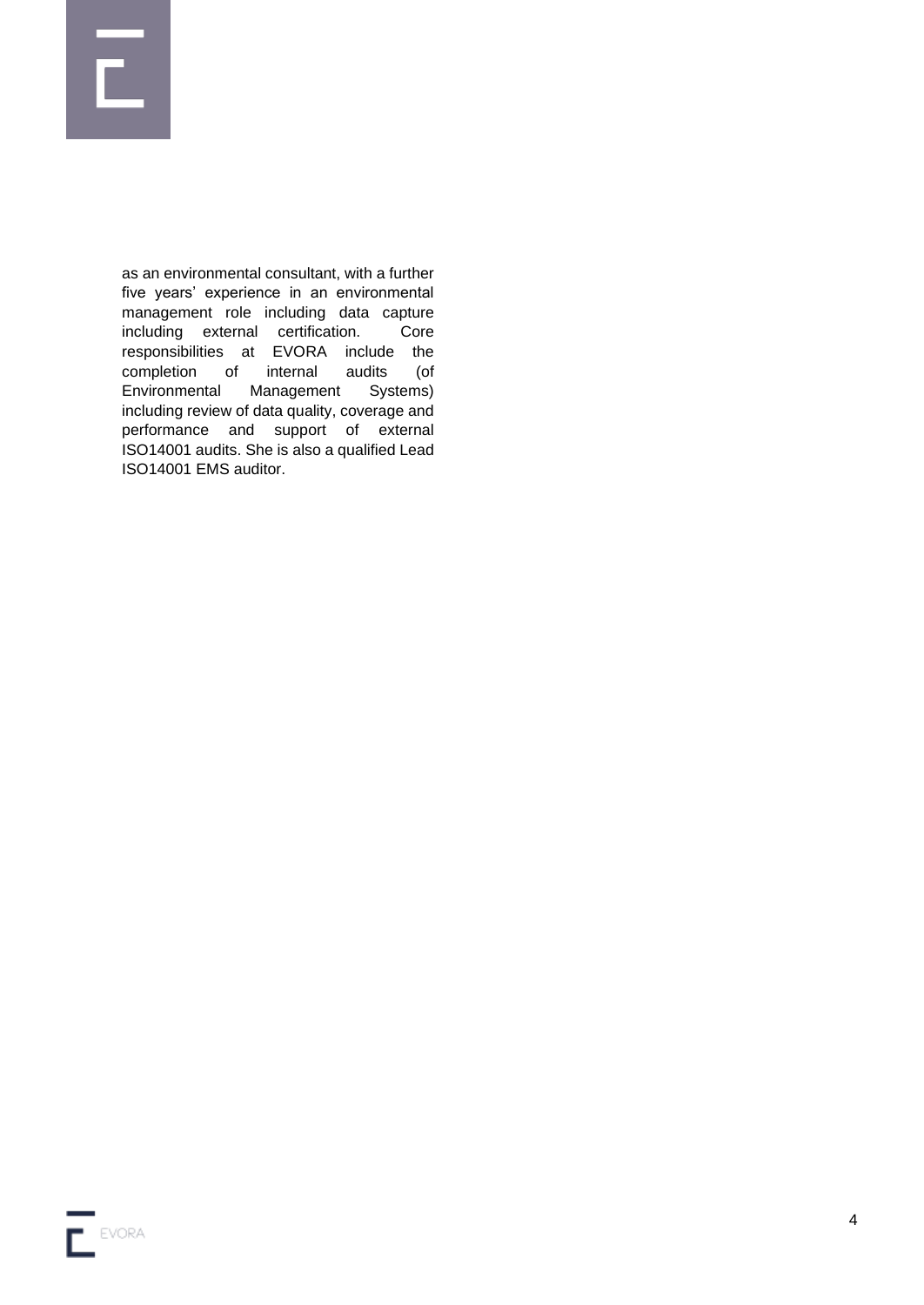as an environmental consultant, with a further five years' experience in an environmental management role including data capture including external certification. Core responsibilities at EVORA include the completion of internal audits (of Environmental Management Systems) including review of data quality, coverage and performance and support of external ISO14001 audits. She is also a qualified Lead ISO14001 EMS auditor.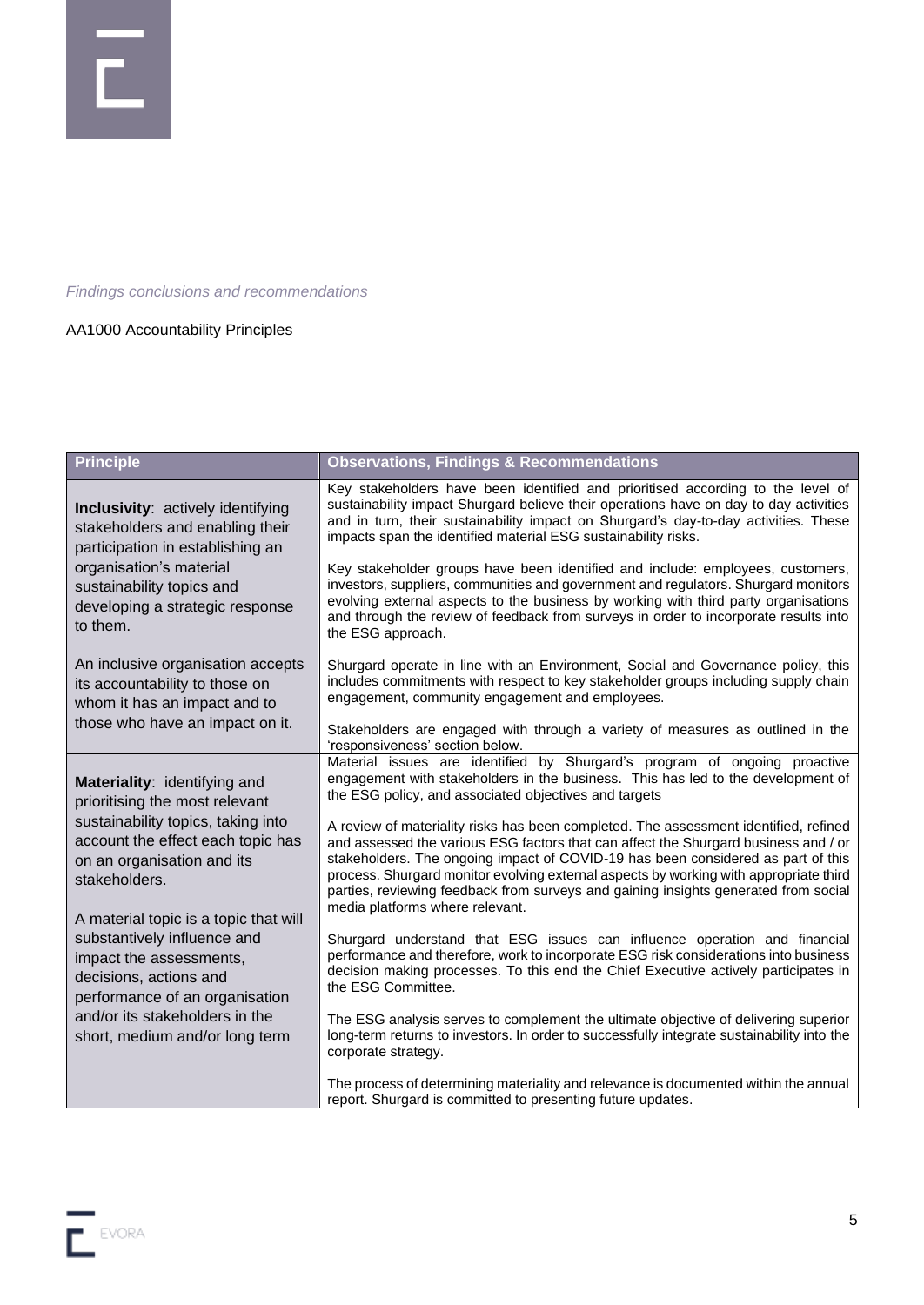*Findings conclusions and recommendations*

AA1000 Accountability Principles

| Principle | Observations, Findings & Recommendations |
| --- | --- |
| **Inclusivity**: actively identifying stakeholders and enabling their participation in establishing an organisation's material sustainability topics and developing a strategic response to them.<br><br>An inclusive organisation accepts its accountability to those on whom it has an impact and to those who have an impact on it. | Key stakeholders have been identified and prioritised according to the level of sustainability impact Shurgard believe their operations have on day to day activities and in turn, their sustainability impact on Shurgard's day-to-day activities. These impacts span the identified material ESG sustainability risks.<br><br>Key stakeholder groups have been identified and include: employees, customers, investors, suppliers, communities and government and regulators. Shurgard monitors evolving external aspects to the business by working with third party organisations and through the review of feedback from surveys in order to incorporate results into the ESG approach.<br><br>Shurgard operate in line with an Environment, Social and Governance policy, this includes commitments with respect to key stakeholder groups including supply chain engagement, community engagement and employees.<br><br>Stakeholders are engaged with through a variety of measures as outlined in the 'responsiveness' section below. |
| **Materiality**: identifying and prioritising the most relevant sustainability topics, taking into account the effect each topic has on an organisation and its stakeholders.<br><br>A material topic is a topic that will substantively influence and impact the assessments, decisions, actions and performance of an organisation and/or its stakeholders in the short, medium and/or long term | Material issues are identified by Shurgard's program of ongoing proactive engagement with stakeholders in the business. This has led to the development of the ESG policy, and associated objectives and targets<br><br>A review of materiality risks has been completed. The assessment identified, refined and assessed the various ESG factors that can affect the Shurgard business and / or stakeholders. The ongoing impact of COVID-19 has been considered as part of this process. Shurgard monitor evolving external aspects by working with appropriate third parties, reviewing feedback from surveys and gaining insights generated from social media platforms where relevant.<br><br>Shurgard understand that ESG issues can influence operation and financial performance and therefore, work to incorporate ESG risk considerations into business decision making processes. To this end the Chief Executive actively participates in the ESG Committee.<br><br>The ESG analysis serves to complement the ultimate objective of delivering superior long-term returns to investors. In order to successfully integrate sustainability into the corporate strategy.<br><br>The process of determining materiality and relevance is documented within the annual report. Shurgard is committed to presenting future updates. |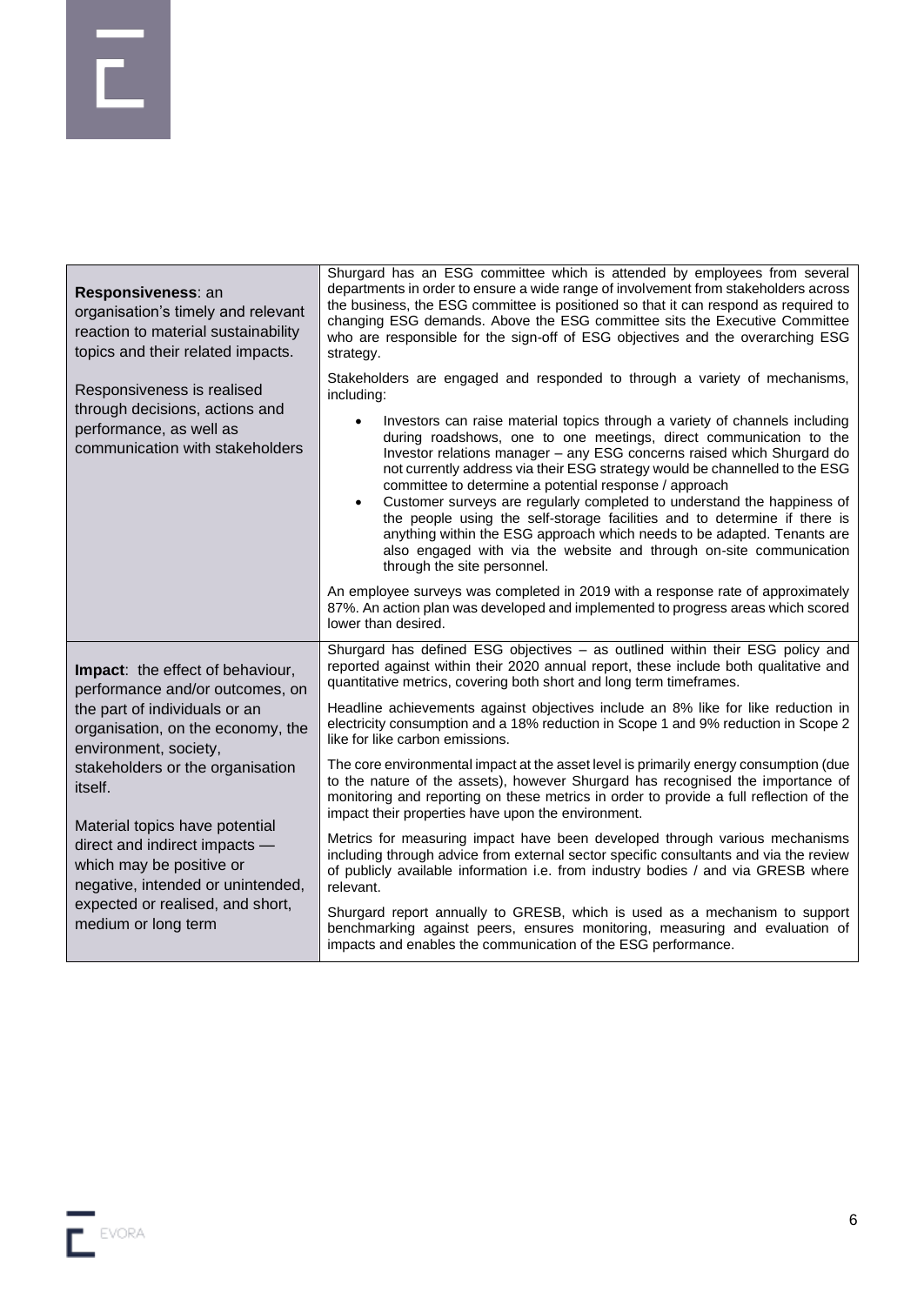| | |
|---|---|
| **Responsiveness**: an organisation's timely and relevant reaction to material sustainability topics and their related impacts.<br><br>Responsiveness is realised through decisions, actions and performance, as well as communication with stakeholders | Shurgard has an ESG committee which is attended by employees from several departments in order to ensure a wide range of involvement from stakeholders across the business, the ESG committee is positioned so that it can respond as required to changing ESG demands. Above the ESG committee sits the Executive Committee who are responsible for the sign-off of ESG objectives and the overarching ESG strategy.<br><br>Stakeholders are engaged and responded to through a variety of mechanisms, including:<br><br>• Investors can raise material topics through a variety of channels including during roadshows, one to one meetings, direct communication to the Investor relations manager – any ESG concerns raised which Shurgard do not currently address via their ESG strategy would be channelled to the ESG committee to determine a potential response / approach<br>• Customer surveys are regularly completed to understand the happiness of the people using the self-storage facilities and to determine if there is anything within the ESG approach which needs to be adapted. Tenants are also engaged with via the website and through on-site communication through the site personnel.<br><br>An employee surveys was completed in 2019 with a response rate of approximately 87%. An action plan was developed and implemented to progress areas which scored lower than desired. |
| **Impact**: the effect of behaviour, performance and/or outcomes, on the part of individuals or an organisation, on the economy, the environment, society, stakeholders or the organisation itself.<br><br>Material topics have potential direct and indirect impacts — which may be positive or negative, intended or unintended, expected or realised, and short, medium or long term | Shurgard has defined ESG objectives – as outlined within their ESG policy and reported against within their 2020 annual report, these include both qualitative and quantitative metrics, covering both short and long term timeframes.<br><br>Headline achievements against objectives include an 8% like for like reduction in electricity consumption and a 18% reduction in Scope 1 and 9% reduction in Scope 2 like for like carbon emissions.<br><br>The core environmental impact at the asset level is primarily energy consumption (due to the nature of the assets), however Shurgard has recognised the importance of monitoring and reporting on these metrics in order to provide a full reflection of the impact their properties have upon the environment.<br><br>Metrics for measuring impact have been developed through various mechanisms including through advice from external sector specific consultants and via the review of publicly available information i.e. from industry bodies / and via GRESB where relevant.<br><br>Shurgard report annually to GRESB, which is used as a mechanism to support benchmarking against peers, ensures monitoring, measuring and evaluation of impacts and enables the communication of the ESG performance. |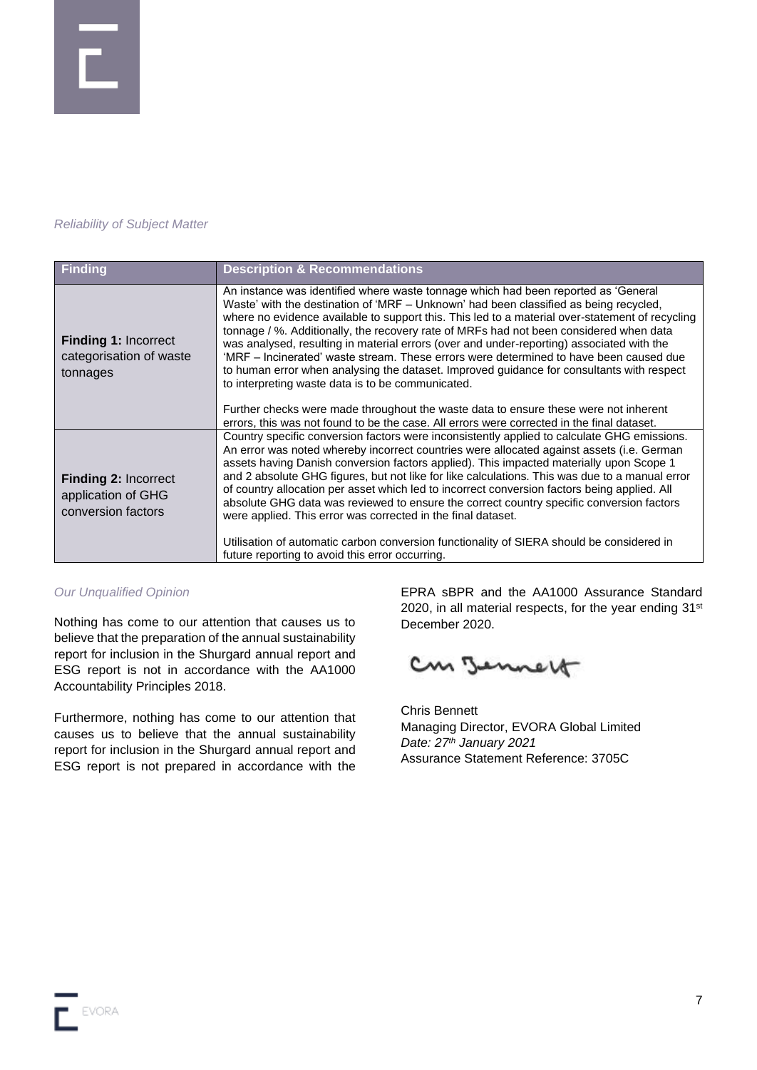*Reliability of Subject Matter*

| Finding | Description & Recommendations |
| --- | --- |
| **Finding 1:** Incorrect categorisation of waste tonnages | An instance was identified where waste tonnage which had been reported as 'General Waste' with the destination of 'MRF – Unknown' had been classified as being recycled, where no evidence available to support this. This led to a material over-statement of recycling tonnage / %. Additionally, the recovery rate of MRFs had not been considered when data was analysed, resulting in material errors (over and under-reporting) associated with the 'MRF – Incinerated' waste stream. These errors were determined to have been caused due to human error when analysing the dataset. Improved guidance for consultants with respect to interpreting waste data is to be communicated.<br><br>Further checks were made throughout the waste data to ensure these were not inherent errors, this was not found to be the case. All errors were corrected in the final dataset. |
| **Finding 2:** Incorrect application of GHG conversion factors | Country specific conversion factors were inconsistently applied to calculate GHG emissions. An error was noted whereby incorrect countries were allocated against assets (i.e. German assets having Danish conversion factors applied). This impacted materially upon Scope 1 and 2 absolute GHG figures, but not like for like calculations. This was due to a manual error of country allocation per asset which led to incorrect conversion factors being applied. All absolute GHG data was reviewed to ensure the correct country specific conversion factors were applied. This error was corrected in the final dataset.<br><br>Utilisation of automatic carbon conversion functionality of SIERA should be considered in future reporting to avoid this error occurring. |

*Our Unqualified Opinion*

Nothing has come to our attention that causes us to believe that the preparation of the annual sustainability report for inclusion in the Shurgard annual report and ESG report is not in accordance with the AA1000 Accountability Principles 2018.

Furthermore, nothing has come to our attention that causes us to believe that the annual sustainability report for inclusion in the Shurgard annual report and ESG report is not prepared in accordance with the EPRA sBPR and the AA1000 Assurance Standard 2020, in all material respects, for the year ending 31st December 2020.

Chris Bennett
Managing Director, EVORA Global Limited
*Date: 27th January 2021*
Assurance Statement Reference: 3705C